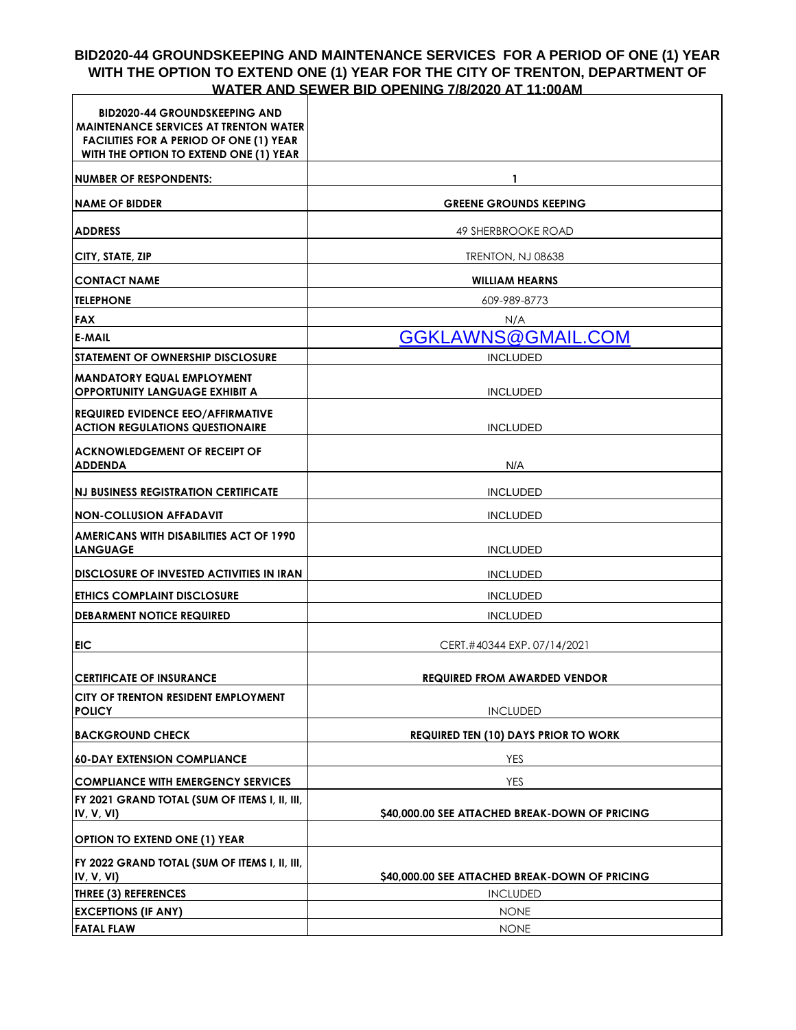# BID2020-44 GROUNDSKEEPING AND MAINTENANCE SERVICES FOR A PERIOD OF ONE (1) YEAR WITH THE OPTION TO EXTEND ONE (1) YEAR FOR THE CITY OF TRENTON, DEPARTMENT OF WATER AND SEWER BID OPENING 7/8/2020 AT 11:00AM

| BID2020-44 GROUNDSKEEPING AND MAINTENANCE SERVICES AT TRENTON WATER FACILITIES FOR A PERIOD OF ONE (1) YEAR WITH THE OPTION TO EXTEND ONE (1) YEAR | |
|---|---|
| NUMBER OF RESPONDENTS: | 1 |
| NAME OF BIDDER | GREENE GROUNDS KEEPING |
| ADDRESS | 49 SHERBROOKE ROAD |
| CITY, STATE, ZIP | TRENTON, NJ 08638 |
| CONTACT NAME | WILLIAM HEARNS |
| TELEPHONE | 609-989-8773 |
| FAX | N/A |
| E-MAIL | GGKLAWNS@GMAIL.COM |
| STATEMENT OF OWNERSHIP DISCLOSURE | INCLUDED |
| MANDATORY EQUAL EMPLOYMENT OPPORTUNITY LANGUAGE EXHIBIT A | INCLUDED |
| REQUIRED EVIDENCE EEO/AFFIRMATIVE ACTION REGULATIONS QUESTIONAIRE | INCLUDED |
| ACKNOWLEDGEMENT OF RECEIPT OF ADDENDA | N/A |
| NJ BUSINESS REGISTRATION CERTIFICATE | INCLUDED |
| NON-COLLUSION AFFADAVIT | INCLUDED |
| AMERICANS WITH DISABILITIES ACT OF 1990 LANGUAGE | INCLUDED |
| DISCLOSURE OF INVESTED ACTIVITIES IN IRAN | INCLUDED |
| ETHICS COMPLAINT DISCLOSURE | INCLUDED |
| DEBARMENT NOTICE REQUIRED | INCLUDED |
| EIC | CERT.#40344 EXP. 07/14/2021 |
| CERTIFICATE OF INSURANCE | REQUIRED FROM AWARDED VENDOR |
| CITY OF TRENTON RESIDENT EMPLOYMENT POLICY | INCLUDED |
| BACKGROUND CHECK | REQUIRED TEN (10) DAYS PRIOR TO WORK |
| 60-DAY EXTENSION COMPLIANCE | YES |
| COMPLIANCE WITH EMERGENCY SERVICES | YES |
| FY 2021 GRAND TOTAL (SUM OF ITEMS I, II, III, IV, V, VI) | $40,000.00 SEE ATTACHED BREAK-DOWN OF PRICING |
| OPTION TO EXTEND ONE (1) YEAR | |
| FY 2022 GRAND TOTAL (SUM OF ITEMS I, II, III, IV, V, VI) | $40,000.00 SEE ATTACHED BREAK-DOWN OF PRICING |
| THREE (3) REFERENCES | INCLUDED |
| EXCEPTIONS (IF ANY) | NONE |
| FATAL FLAW | NONE |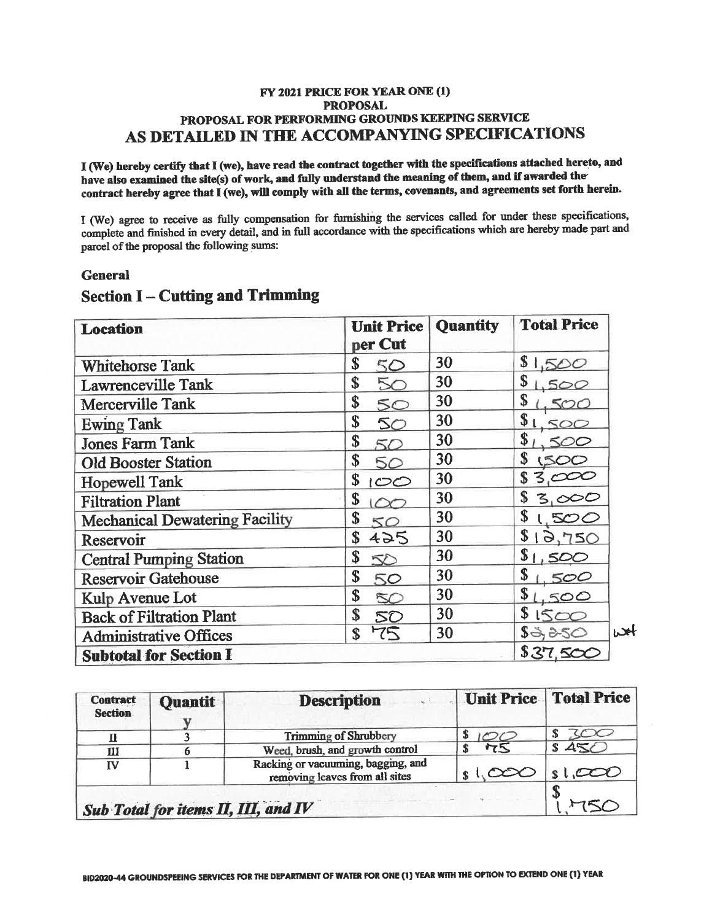**FY 2021 PRICE FOR YEAR ONE (1)**
**PROPOSAL**
**PROPOSAL FOR PERFORMING GROUNDS KEEPING SERVICE**

# AS DETAILED IN THE ACCOMPANYING SPECIFICATIONS

**I (We) hereby certify that I (we), have read the contract together with the specifications attached hereto, and have also examined the site(s) of work, and fully understand the meaning of them, and if awarded the contract hereby agree that I (we), will comply with all the terms, covenants, and agreements set forth herein.**

I (We) agree to receive as fully compensation for furnishing the services called for under these specifications, complete and finished in every detail, and in full accordance with the specifications which are hereby made part and parcel of the proposal the following sums:

**General**

## Section I – Cutting and Trimming

| Location | Unit Price per Cut | Quantity | Total Price |
|---|---|---|---|
| Whitehorse Tank | $ 50 | 30 | $ 1,500 |
| Lawrenceville Tank | $ 50 | 30 | $ 1,500 |
| Mercerville Tank | $ 50 | 30 | $ 1,500 |
| Ewing Tank | $ 50 | 30 | $ 1,500 |
| Jones Farm Tank | $ 50 | 30 | $ 1,500 |
| Old Booster Station | $ 50 | 30 | $ 1500 |
| Hopewell Tank | $ 100 | 30 | $ 3,000 |
| Filtration Plant | $ 100 | 30 | $ 3,000 |
| Mechanical Dewatering Facility | $ 50 | 30 | $ 1,500 |
| Reservoir | $ 425 | 30 | $ 12,750 |
| Central Pumping Station | $ 50 | 30 | $ 1,500 |
| Reservoir Gatehouse | $ 50 | 30 | $ 1,500 |
| Kulp Avenue Lot | $ 50 | 30 | $ 1,500 |
| Back of Filtration Plant | $ 50 | 30 | $ 1500 |
| Administrative Offices | $ 75 | 30 | $ 2,250 wt |
| **Subtotal for Section I** | | | $ 37,500 |

| Contract Section | Quantity | Description | Unit Price | Total Price |
|---|---|---|---|---|
| II | 3 | Trimming of Shrubbery | $ 100 | $ 300 |
| III | 6 | Weed, brush, and growth control | $ 75 | $ 450 |
| IV | 1 | Racking or vacuuming, bagging, and removing leaves from all sites | $ 1,000 | $ 1,000 |
| ***Sub Total for items II, III, and IV*** | | | | $ 1,750 |

BID2020-44 GROUNDSPEEING SERVICES FOR THE DEPARTMENT OF WATER FOR ONE (1) YEAR WITH THE OPTION TO EXTEND ONE (1) YEAR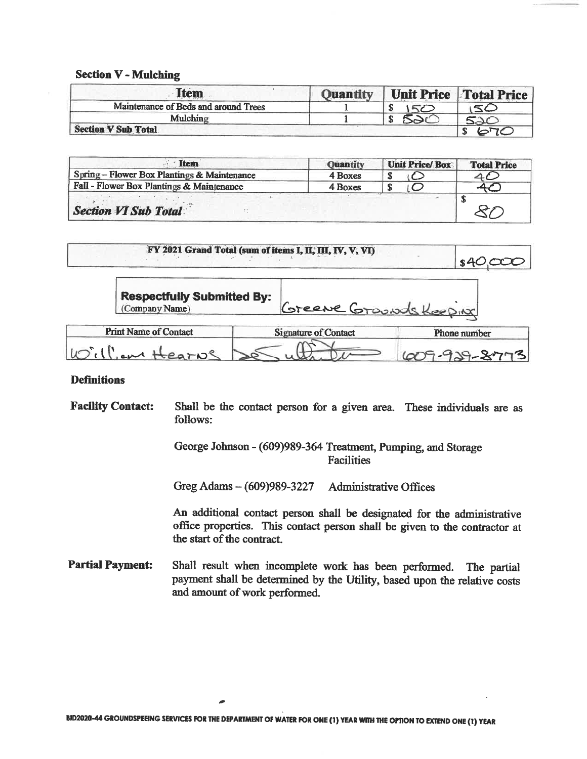**Section V - Mulching**

| Item | Quantity | Unit Price | Total Price |
|---|---|---|---|
| Maintenance of Beds and around Trees | 1 | $ 150 | 150 |
| Mulching | 1 | $ 520 | 520 |
| **Section V Sub Total** | | | $ 670 |

| Item | Quantity | Unit Price/ Box | Total Price |
|---|---|---|---|
| Spring – Flower Box Plantings & Maintenance | 4 Boxes | $ 10 | 40 |
| Fall - Flower Box Plantings & Maintenance | 4 Boxes | $ 10 | 40 |
| ***Section VI Sub Total*** | | | $ 80 |

| FY 2021 Grand Total (sum of items I, II, III, IV, V, VI) | $40,000 |
|---|---|

| **Respectfully Submitted By:** (Company Name) | Greene Grounds Keeping |
|---|---|

| Print Name of Contact | Signature of Contact | Phone number |
|---|---|---|
| William Hearns | [signature] | 609-929-8773 |

## Definitions

**Facility Contact:** Shall be the contact person for a given area. These individuals are as follows:

George Johnson - (609)989-364 Treatment, Pumping, and Storage Facilities

Greg Adams – (609)989-3227 Administrative Offices

An additional contact person shall be designated for the administrative office properties. This contact person shall be given to the contractor at the start of the contract.

**Partial Payment:** Shall result when incomplete work has been performed. The partial payment shall be determined by the Utility, based upon the relative costs and amount of work performed.

BID2020-44 GROUNDSPEEING SERVICES FOR THE DEPARTMENT OF WATER FOR ONE (1) YEAR WITH THE OPTION TO EXTEND ONE (1) YEAR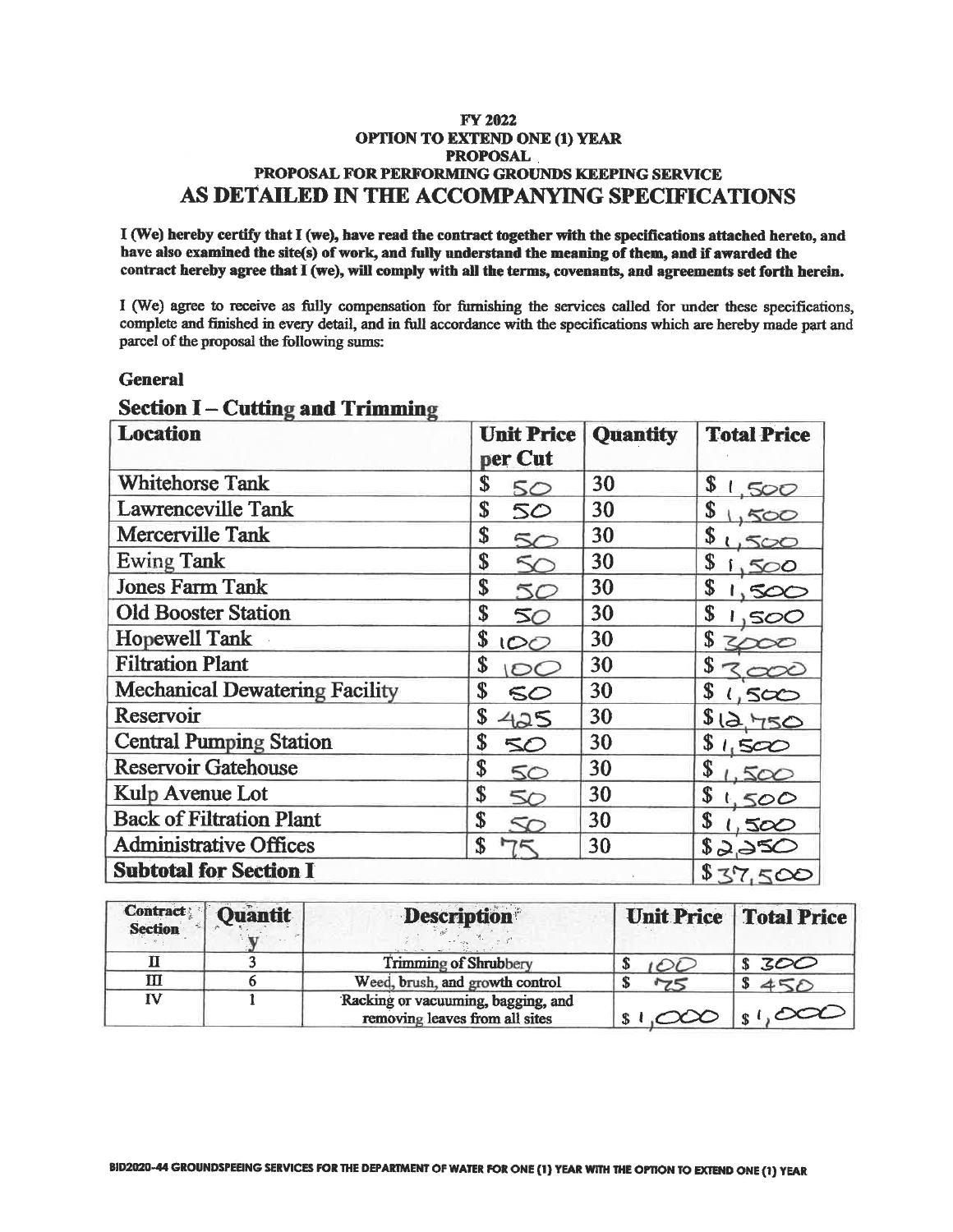**FY 2022**
**OPTION TO EXTEND ONE (1) YEAR**
**PROPOSAL**
**PROPOSAL FOR PERFORMING GROUNDS KEEPING SERVICE**

# AS DETAILED IN THE ACCOMPANYING SPECIFICATIONS

**I (We) hereby certify that I (we), have read the contract together with the specifications attached hereto, and have also examined the site(s) of work, and fully understand the meaning of them, and if awarded the contract hereby agree that I (we), will comply with all the terms, covenants, and agreements set forth herein.**

I (We) agree to receive as fully compensation for furnishing the services called for under these specifications, complete and finished in every detail, and in full accordance with the specifications which are hereby made part and parcel of the proposal the following sums:

**General**

## Section I – Cutting and Trimming

| Location | Unit Price per Cut | Quantity | Total Price |
|---|---|---|---|
| Whitehorse Tank | $ 50 | 30 | $ 1,500 |
| Lawrenceville Tank | $ 50 | 30 | $ 1,500 |
| Mercerville Tank | $ 50 | 30 | $ 1,500 |
| Ewing Tank | $ 50 | 30 | $ 1,500 |
| Jones Farm Tank | $ 50 | 30 | $ 1,500 |
| Old Booster Station | $ 50 | 30 | $ 1,500 |
| Hopewell Tank | $ 100 | 30 | $ 3000 |
| Filtration Plant | $ 100 | 30 | $ 3,000 |
| Mechanical Dewatering Facility | $ 50 | 30 | $ 1,500 |
| Reservoir | $ 425 | 30 | $12,750 |
| Central Pumping Station | $ 50 | 30 | $ 1,500 |
| Reservoir Gatehouse | $ 50 | 30 | $ 1,500 |
| Kulp Avenue Lot | $ 50 | 30 | $ 1,500 |
| Back of Filtration Plant | $ 50 | 30 | $ 1,500 |
| Administrative Offices | $ 75 | 30 | $2,250 |
| **Subtotal for Section I** | | | $37,500 |

| Contract Section | Quantity | Description | Unit Price | Total Price |
|---|---|---|---|---|
| II | 3 | Trimming of Shrubbery | $ 100 | $ 300 |
| III | 6 | Weed, brush, and growth control | $ 75 | $ 450 |
| IV | 1 | Racking or vacuuming, bagging, and removing leaves from all sites | $ 1,000 | $ 1,000 |

BID2020-44 GROUNDSPEEING SERVICES FOR THE DEPARTMENT OF WATER FOR ONE (1) YEAR WITH THE OPTION TO EXTEND ONE (1) YEAR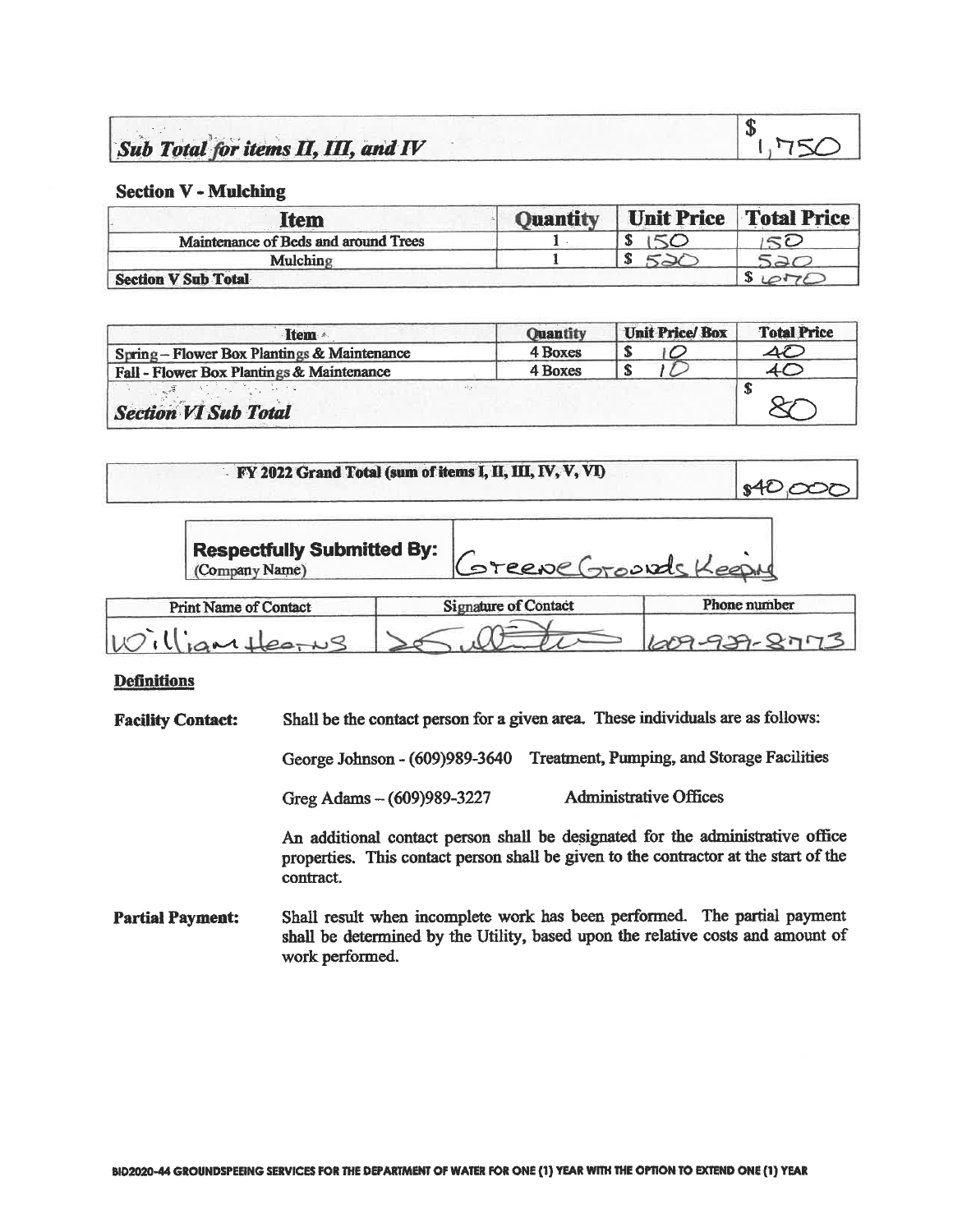| | |
|---|---|
| ***Sub Total for items II, III, and IV*** | $ 1,750 |

**Section V - Mulching**

| Item | Quantity | Unit Price | Total Price |
|---|---|---|---|
| Maintenance of Beds and around Trees | 1 | $ 150 | 150 |
| Mulching | 1 | $ 520 | 520 |
| **Section V Sub Total** | | | $ 670 |

| Item | Quantity | Unit Price/ Box | Total Price |
|---|---|---|---|
| Spring – Flower Box Plantings & Maintenance | 4 Boxes | $ 10 | 40 |
| Fall - Flower Box Plantings & Maintenance | 4 Boxes | $ 10 | 40 |
| ***Section VI Sub Total*** | | | $ 80 |

| | |
|---|---|
| **FY 2022 Grand Total (sum of items I, II, III, IV, V, VI)** | $40,000 |

| | |
|---|---|
| **Respectfully Submitted By:** (Company Name) | Greene Grounds Keeping |

| Print Name of Contact | Signature of Contact | Phone number |
|---|---|---|
| William Hearns | [signature] | 609-989-8773 |

**Definitions**

**Facility Contact:** Shall be the contact person for a given area. These individuals are as follows:

George Johnson - (609)989-3640 Treatment, Pumping, and Storage Facilities

Greg Adams – (609)989-3227 Administrative Offices

An additional contact person shall be designated for the administrative office properties. This contact person shall be given to the contractor at the start of the contract.

**Partial Payment:** Shall result when incomplete work has been performed. The partial payment shall be determined by the Utility, based upon the relative costs and amount of work performed.